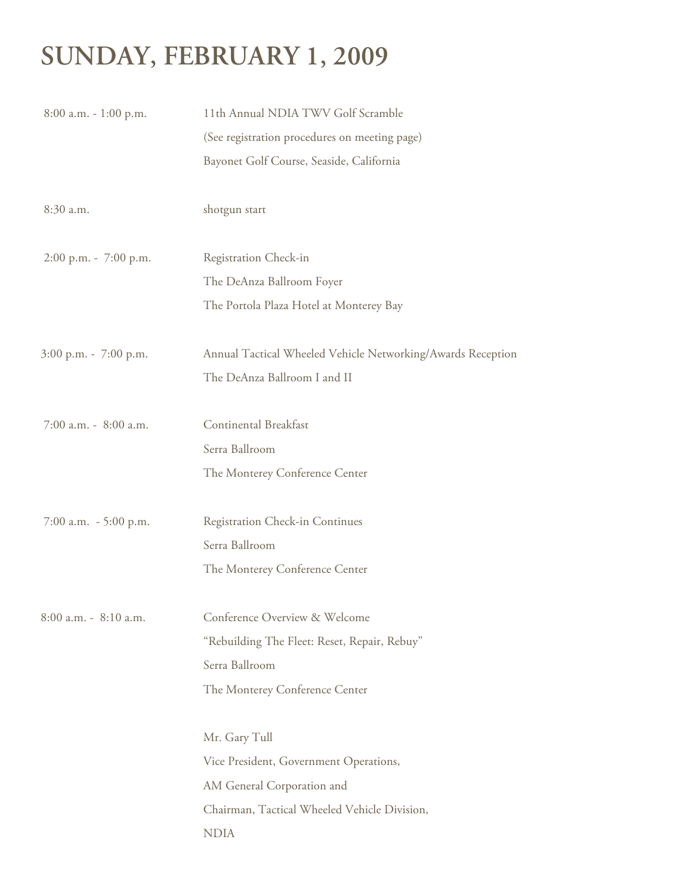# SUNDAY, FEBRUARY 1, 2009

| | |
|---|---|
| 8:00 a.m. - 1:00 p.m. | 11th Annual NDIA TWV Golf Scramble<br>(See registration procedures on meeting page)<br>Bayonet Golf Course, Seaside, California |
| 8:30 a.m. | shotgun start |
| 2:00 p.m. - 7:00 p.m. | Registration Check-in<br>The DeAnza Ballroom Foyer<br>The Portola Plaza Hotel at Monterey Bay |
| 3:00 p.m. - 7:00 p.m. | Annual Tactical Wheeled Vehicle Networking/Awards Reception<br>The DeAnza Ballroom I and II |
| 7:00 a.m. - 8:00 a.m. | Continental Breakfast<br>Serra Ballroom<br>The Monterey Conference Center |
| 7:00 a.m. - 5:00 p.m. | Registration Check-in Continues<br>Serra Ballroom<br>The Monterey Conference Center |
| 8:00 a.m. - 8:10 a.m. | Conference Overview & Welcome<br>"Rebuilding The Fleet: Reset, Repair, Rebuy"<br>Serra Ballroom<br>The Monterey Conference Center<br><br>Mr. Gary Tull<br>Vice President, Government Operations,<br>AM General Corporation and<br>Chairman, Tactical Wheeled Vehicle Division,<br>NDIA |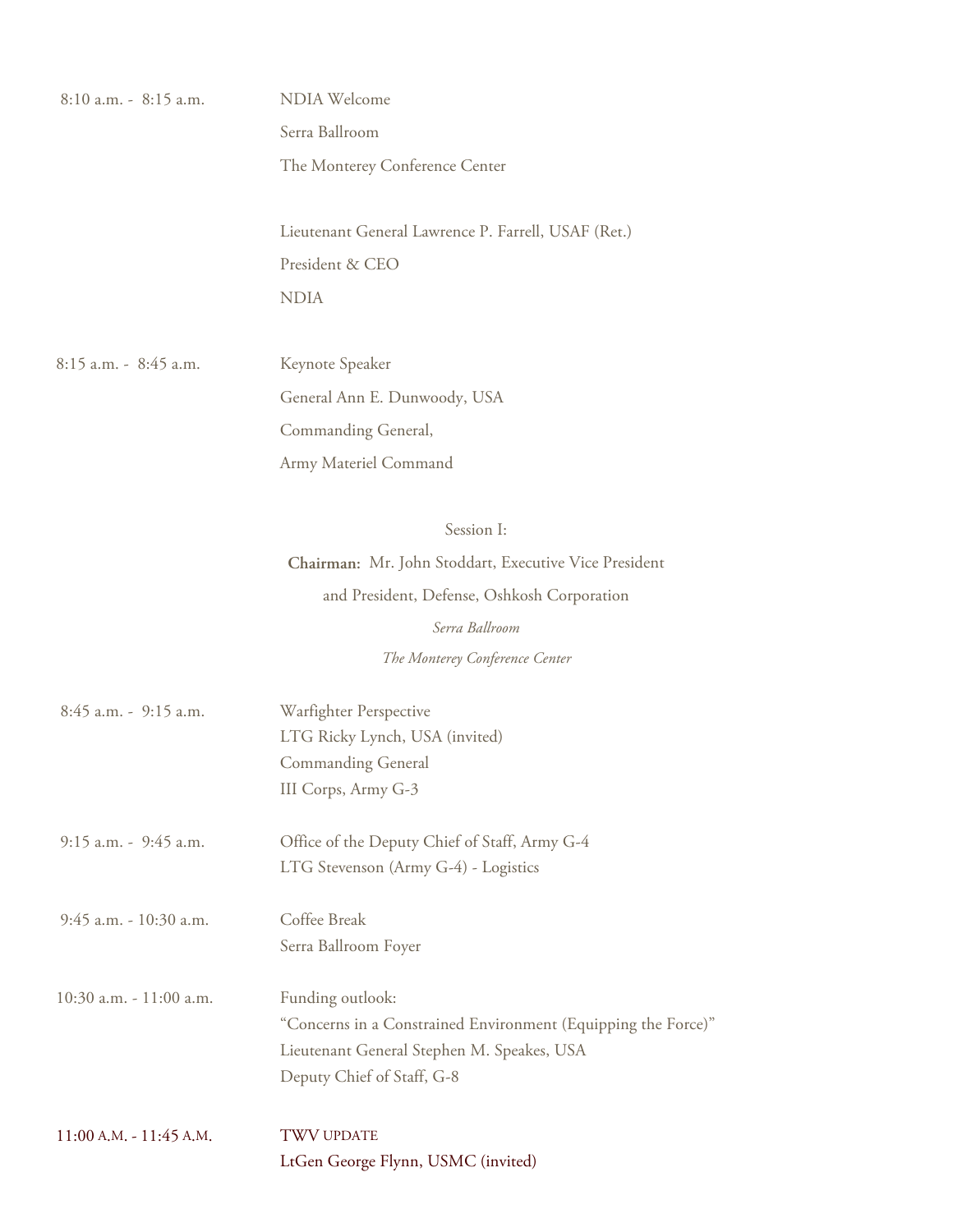8:10 a.m. - 8:15 a.m.

NDIA Welcome
Serra Ballroom
The Monterey Conference Center

Lieutenant General Lawrence P. Farrell, USAF (Ret.)
President & CEO
NDIA

8:15 a.m. - 8:45 a.m.

Keynote Speaker
General Ann E. Dunwoody, USA
Commanding General,
Army Materiel Command

Session I:

**Chairman:** Mr. John Stoddart, Executive Vice President and President, Defense, Oshkosh Corporation

*Serra Ballroom*

*The Monterey Conference Center*

8:45 a.m. - 9:15 a.m.

Warfighter Perspective
LTG Ricky Lynch, USA (invited)
Commanding General
III Corps, Army G-3

9:15 a.m. - 9:45 a.m.

Office of the Deputy Chief of Staff, Army G-4
LTG Stevenson (Army G-4) - Logistics

9:45 a.m. - 10:30 a.m.

Coffee Break
Serra Ballroom Foyer

10:30 a.m. - 11:00 a.m.

Funding outlook:
"Concerns in a Constrained Environment (Equipping the Force)"
Lieutenant General Stephen M. Speakes, USA
Deputy Chief of Staff, G-8

11:00 A.M. - 11:45 A.M.

TWV UPDATE
LtGen George Flynn, USMC (invited)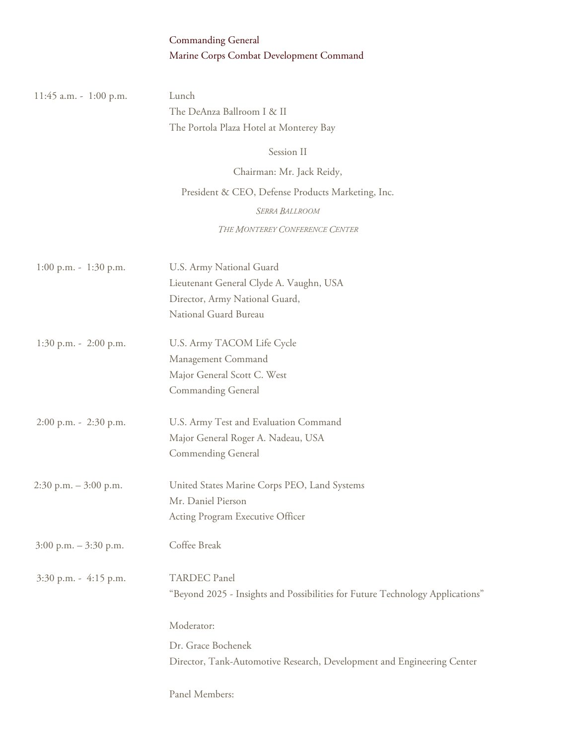Commanding General
Marine Corps Combat Development Command

| | |
|---|---|
| 11:45 a.m. - 1:00 p.m. | Lunch<br>The DeAnza Ballroom I & II<br>The Portola Plaza Hotel at Monterey Bay |

Session II

Chairman: Mr. Jack Reidy,

President & CEO, Defense Products Marketing, Inc.

*SERRA BALLROOM*

*THE MONTEREY CONFERENCE CENTER*

| | |
|---|---|
| 1:00 p.m. - 1:30 p.m. | U.S. Army National Guard<br>Lieutenant General Clyde A. Vaughn, USA<br>Director, Army National Guard,<br>National Guard Bureau |
| 1:30 p.m. - 2:00 p.m. | U.S. Army TACOM Life Cycle Management Command<br>Major General Scott C. West<br>Commanding General |
| 2:00 p.m. - 2:30 p.m. | U.S. Army Test and Evaluation Command<br>Major General Roger A. Nadeau, USA<br>Commending General |
| 2:30 p.m. – 3:00 p.m. | United States Marine Corps PEO, Land Systems<br>Mr. Daniel Pierson<br>Acting Program Executive Officer |
| 3:00 p.m. – 3:30 p.m. | Coffee Break |
| 3:30 p.m. - 4:15 p.m. | TARDEC Panel<br>"Beyond 2025 - Insights and Possibilities for Future Technology Applications" |

Moderator:

Dr. Grace Bochenek
Director, Tank-Automotive Research, Development and Engineering Center

Panel Members: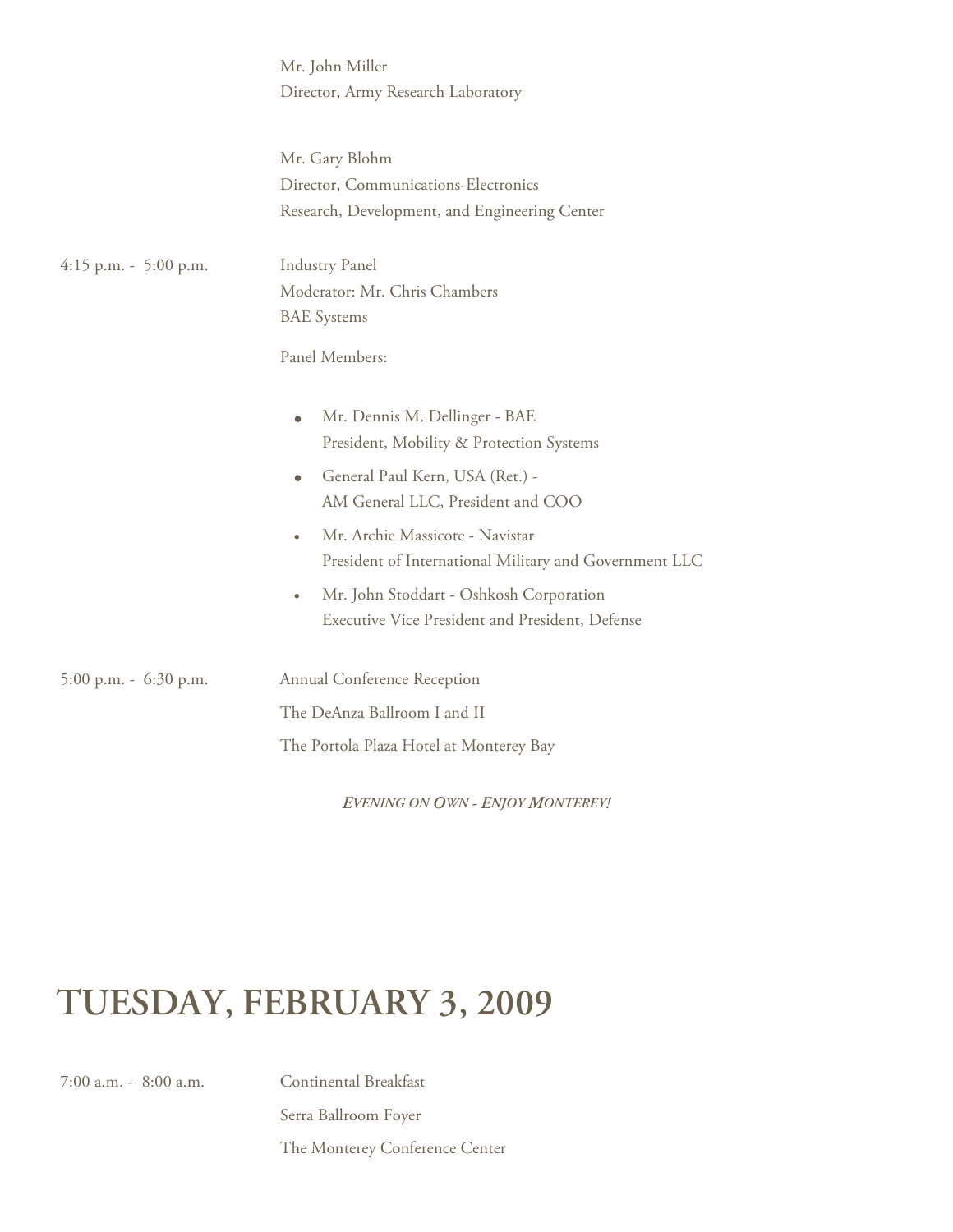Mr. John Miller
Director, Army Research Laboratory

Mr. Gary Blohm
Director, Communications-Electronics
Research, Development, and Engineering Center

4:15 p.m. - 5:00 p.m. Industry Panel
Moderator: Mr. Chris Chambers
BAE Systems

Panel Members:

- Mr. Dennis M. Dellinger - BAE
  President, Mobility & Protection Systems
- General Paul Kern, USA (Ret.) -
  AM General LLC, President and COO
- Mr. Archie Massicote - Navistar
  President of International Military and Government LLC
- Mr. John Stoddart - Oshkosh Corporation
  Executive Vice President and President, Defense

5:00 p.m. - 6:30 p.m. Annual Conference Reception
The DeAnza Ballroom I and II
The Portola Plaza Hotel at Monterey Bay

***EVENING ON OWN - ENJOY MONTEREY!***

# TUESDAY, FEBRUARY 3, 2009

7:00 a.m. - 8:00 a.m. Continental Breakfast
Serra Ballroom Foyer
The Monterey Conference Center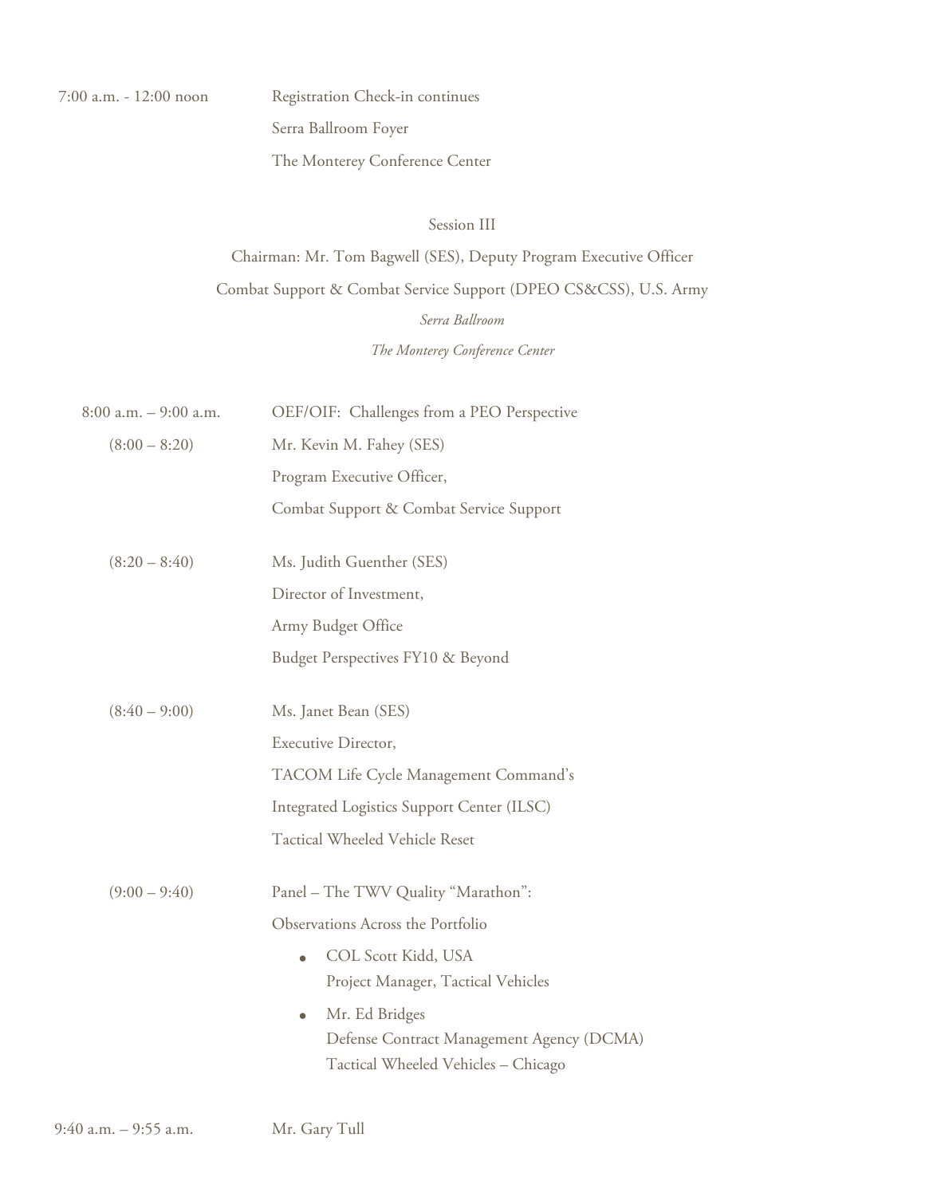7:00 a.m. - 12:00 noon — Registration Check-in continues
Serra Ballroom Foyer
The Monterey Conference Center

## Session III

Chairman: Mr. Tom Bagwell (SES), Deputy Program Executive Officer
Combat Support & Combat Service Support (DPEO CS&CSS), U.S. Army
*Serra Ballroom*
*The Monterey Conference Center*

**8:00 a.m. – 9:00 a.m.** — OEF/OIF: Challenges from a PEO Perspective

(8:00 – 8:20) — Mr. Kevin M. Fahey (SES)
Program Executive Officer,
Combat Support & Combat Service Support

(8:20 – 8:40) — Ms. Judith Guenther (SES)
Director of Investment,
Army Budget Office
Budget Perspectives FY10 & Beyond

(8:40 – 9:00) — Ms. Janet Bean (SES)
Executive Director,
TACOM Life Cycle Management Command's
Integrated Logistics Support Center (ILSC)
Tactical Wheeled Vehicle Reset

(9:00 – 9:40) — Panel – The TWV Quality "Marathon":
Observations Across the Portfolio

- COL Scott Kidd, USA
  Project Manager, Tactical Vehicles
- Mr. Ed Bridges
  Defense Contract Management Agency (DCMA)
  Tactical Wheeled Vehicles – Chicago

**9:40 a.m. – 9:55 a.m.** — Mr. Gary Tull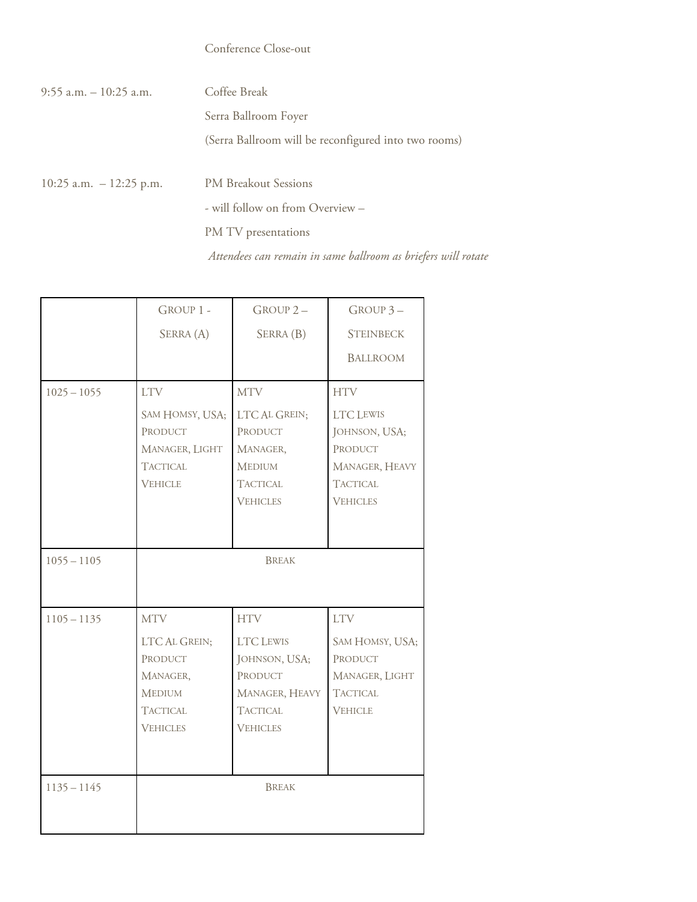Conference Close-out

| | |
|---|---|
| 9:55 a.m. – 10:25 a.m. | Coffee Break<br>Serra Ballroom Foyer<br>(Serra Ballroom will be reconfigured into two rooms) |
| 10:25 a.m. – 12:25 p.m. | PM Breakout Sessions<br>- will follow on from Overview –<br>PM TV presentations<br>*Attendees can remain in same ballroom as briefers will rotate* |

| | Group 1 - Serra (A) | Group 2 – Serra (B) | Group 3 – Steinbeck Ballroom |
|---|---|---|---|
| 1025 – 1055 | LTV<br>Sam Homsy, USA; Product Manager, Light Tactical Vehicle | MTV<br>LTC Al Grein; Product Manager, Medium Tactical Vehicles | HTV<br>LTC Lewis Johnson, USA; Product Manager, Heavy Tactical Vehicles |
| 1055 – 1105 | Break | | |
| 1105 – 1135 | MTV<br>LTC Al Grein; Product Manager, Medium Tactical Vehicles | HTV<br>LTC Lewis Johnson, USA; Product Manager, Heavy Tactical Vehicles | LTV<br>Sam Homsy, USA; Product Manager, Light Tactical Vehicle |
| 1135 – 1145 | Break | | |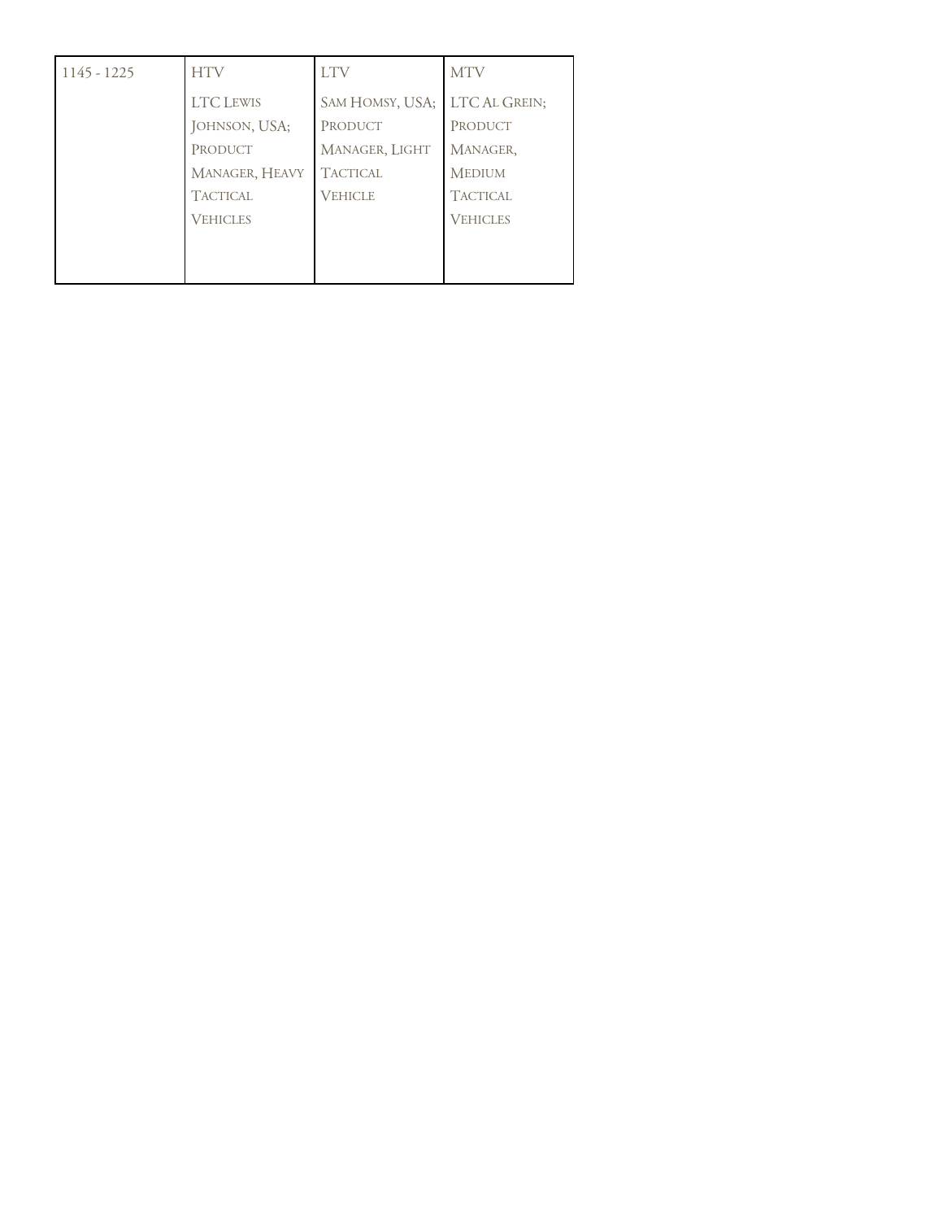| | | | |
|---|---|---|---|
| 1145 - 1225 | HTV<br><br>LTC Lewis Johnson, USA; Product Manager, Heavy Tactical Vehicles | LTV<br><br>Sam Homsy, USA; Product Manager, Light Tactical Vehicle | MTV<br><br>LTC Al Grein; Product Manager, Medium Tactical Vehicles |